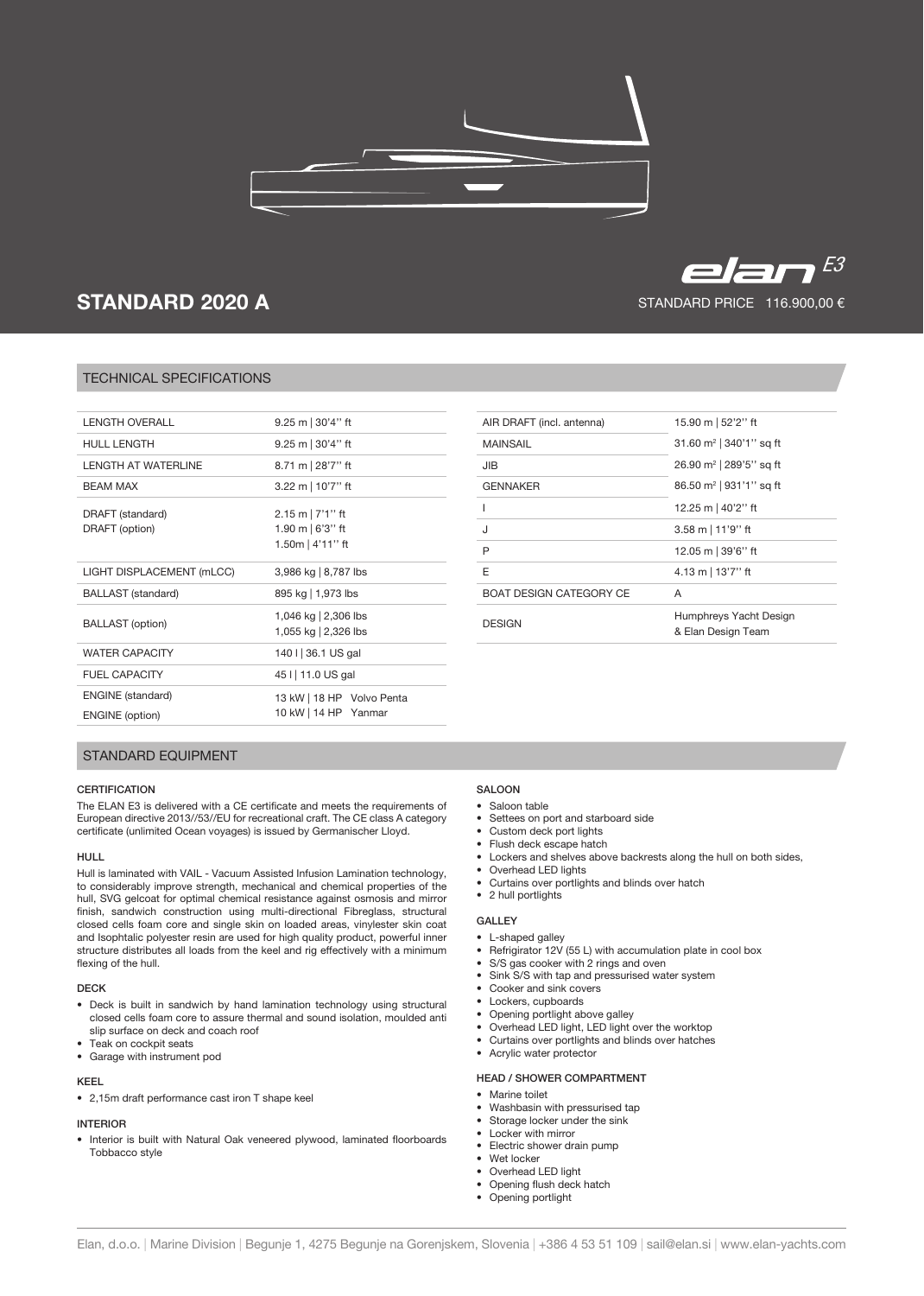elan E3

# STANDARD 2020 A

STANDARD PRICE 116.900,00 €

## TECHNICAL SPECIFICATIONS

| | |
|---|---|
| LENGTH OVERALL | 9.25 m \| 30'4'' ft |
| HULL LENGTH | 9.25 m \| 30'4'' ft |
| LENGTH AT WATERLINE | 8.71 m \| 28'7'' ft |
| BEAM MAX | 3.22 m \| 10'7'' ft |
| DRAFT (standard)<br>DRAFT (option) | 2.15 m \| 7'1'' ft<br>1.90 m \| 6'3'' ft<br>1.50m \| 4'11'' ft |
| LIGHT DISPLACEMENT (mLCC) | 3,986 kg \| 8,787 lbs |
| BALLAST (standard) | 895 kg \| 1,973 lbs |
| BALLAST (option) | 1,046 kg \| 2,306 lbs<br>1,055 kg \| 2,326 lbs |
| WATER CAPACITY | 140 l \| 36.1 US gal |
| FUEL CAPACITY | 45 l \| 11.0 US gal |
| ENGINE (standard)<br>ENGINE (option) | 13 kW \| 18 HP Volvo Penta<br>10 kW \| 14 HP Yanmar |

| | |
|---|---|
| AIR DRAFT (incl. antenna) | 15.90 m \| 52'2'' ft |
| MAINSAIL | 31.60 m² \| 340'1'' sq ft |
| JIB | 26.90 m² \| 289'5'' sq ft |
| GENNAKER | 86.50 m² \| 931'1'' sq ft |
| I | 12.25 m \| 40'2'' ft |
| J | 3.58 m \| 11'9'' ft |
| P | 12.05 m \| 39'6'' ft |
| E | 4.13 m \| 13'7'' ft |
| BOAT DESIGN CATEGORY CE | A |
| DESIGN | Humphreys Yacht Design<br>& Elan Design Team |

## STANDARD EQUIPMENT

### CERTIFICATION

The ELAN E3 is delivered with a CE certificate and meets the requirements of European directive 2013//53//EU for recreational craft. The CE class A category certificate (unlimited Ocean voyages) is issued by Germanischer Lloyd.

### HULL

Hull is laminated with VAIL - Vacuum Assisted Infusion Lamination technology, to considerably improve strength, mechanical and chemical properties of the hull, SVG gelcoat for optimal chemical resistance against osmosis and mirror finish, sandwich construction using multi-directional Fibreglass, structural closed cells foam core and single skin on loaded areas, vinylester skin coat and Isophtalic polyester resin are used for high quality product, powerful inner structure distributes all loads from the keel and rig effectively with a minimum flexing of the hull.

### DECK

- Deck is built in sandwich by hand lamination technology using structural closed cells foam core to assure thermal and sound isolation, moulded anti slip surface on deck and coach roof
- Teak on cockpit seats
- Garage with instrument pod

### KEEL

- 2,15m draft performance cast iron T shape keel

### INTERIOR

- Interior is built with Natural Oak veneered plywood, laminated floorboards Tobbacco style

### SALOON

- Saloon table
- Settees on port and starboard side
- Custom deck port lights
- Flush deck escape hatch
- Lockers and shelves above backrests along the hull on both sides,
- Overhead LED lights
- Curtains over portlights and blinds over hatch
- 2 hull portlights

### GALLEY

- L-shaped galley
- Refrigirator 12V (55 L) with accumulation plate in cool box
- S/S gas cooker with 2 rings and oven
- Sink S/S with tap and pressurised water system
- Cooker and sink covers
- Lockers, cupboards
- Opening portlight above galley
- Overhead LED light, LED light over the worktop
- Curtains over portlights and blinds over hatches
- Acrylic water protector

### HEAD / SHOWER COMPARTMENT

- Marine toilet
- Washbasin with pressurised tap
- Storage locker under the sink
- Locker with mirror
- Electric shower drain pump
- Wet locker
- Overhead LED light
- Opening flush deck hatch
- Opening portlight

Elan, d.o.o. | Marine Division | Begunje 1, 4275 Begunje na Gorenjskem, Slovenia | +386 4 53 51 109 | sail@elan.si | www.elan-yachts.com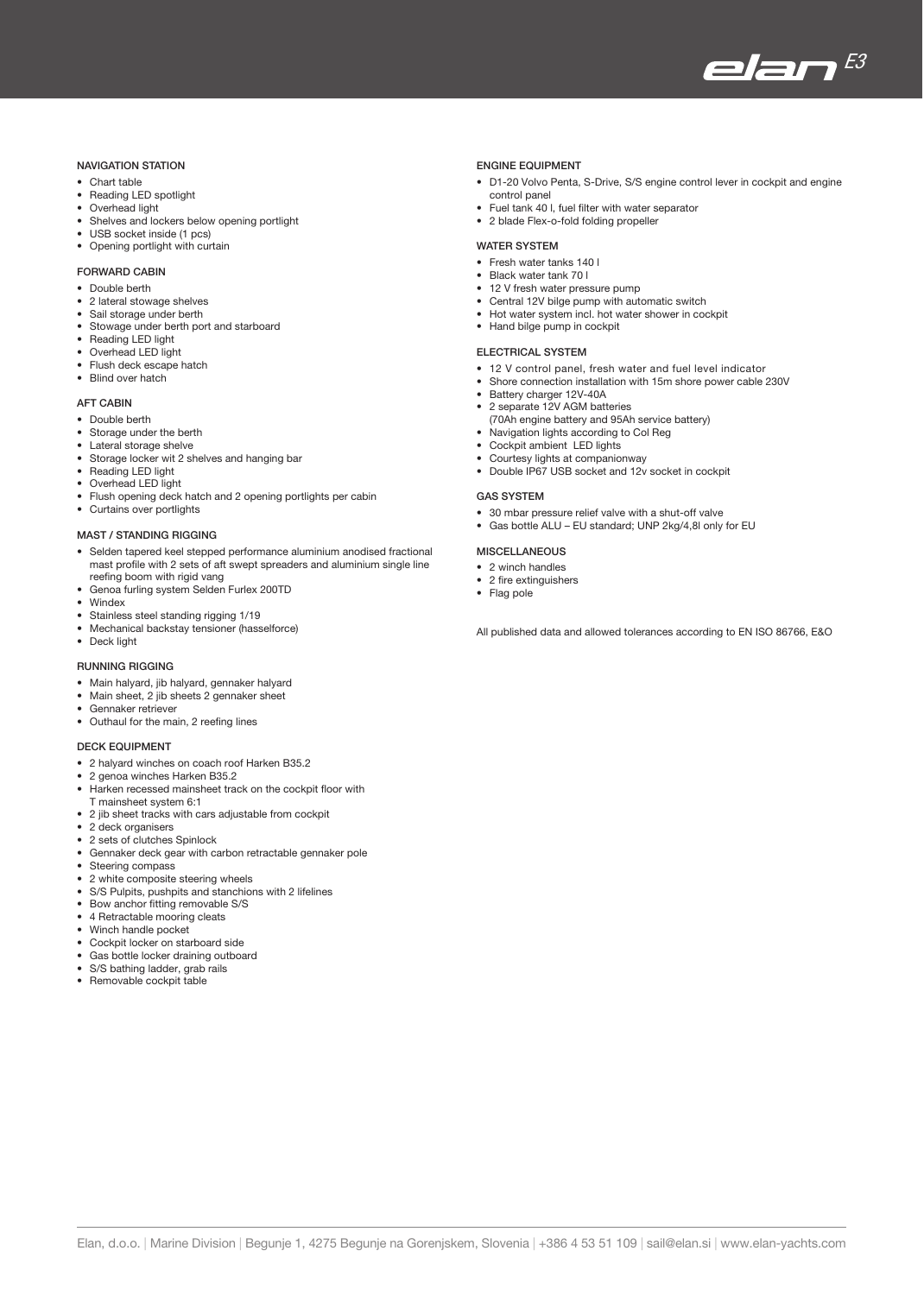## NAVIGATION STATION

- Chart table
- Reading LED spotlight
- Overhead light
- Shelves and lockers below opening portlight
- USB socket inside (1 pcs)
- Opening portlight with curtain

## FORWARD CABIN

- Double berth
- 2 lateral stowage shelves
- Sail storage under berth
- Stowage under berth port and starboard
- Reading LED light
- Overhead LED light
- Flush deck escape hatch
- Blind over hatch

## AFT CABIN

- Double berth
- Storage under the berth
- Lateral storage shelve
- Storage locker wit 2 shelves and hanging bar
- Reading LED light
- Overhead LED light
- Flush opening deck hatch and 2 opening portlights per cabin
- Curtains over portlights

## MAST / STANDING RIGGING

- Selden tapered keel stepped performance aluminium anodised fractional mast profile with 2 sets of aft swept spreaders and aluminium single line reefing boom with rigid vang
- Genoa furling system Selden Furlex 200TD
- Windex
- Stainless steel standing rigging 1/19
- Mechanical backstay tensioner (hasselforce)
- Deck light

## RUNNING RIGGING

- Main halyard, jib halyard, gennaker halyard
- Main sheet, 2 jib sheets 2 gennaker sheet
- Gennaker retriever
- Outhaul for the main, 2 reefing lines

## DECK EQUIPMENT

- 2 halyard winches on coach roof Harken B35.2
- 2 genoa winches Harken B35.2
- Harken recessed mainsheet track on the cockpit floor with T mainsheet system 6:1
- 2 jib sheet tracks with cars adjustable from cockpit
- 2 deck organisers
- 2 sets of clutches Spinlock
- Gennaker deck gear with carbon retractable gennaker pole
- Steering compass
- 2 white composite steering wheels
- S/S Pulpits, pushpits and stanchions with 2 lifelines
- Bow anchor fitting removable S/S
- 4 Retractable mooring cleats
- Winch handle pocket
- Cockpit locker on starboard side
- Gas bottle locker draining outboard
- S/S bathing ladder, grab rails
- Removable cockpit table

## ENGINE EQUIPMENT

- D1-20 Volvo Penta, S-Drive, S/S engine control lever in cockpit and engine control panel
- Fuel tank 40 l, fuel filter with water separator
- 2 blade Flex-o-fold folding propeller

## WATER SYSTEM

- Fresh water tanks 140 l
- Black water tank 70 l
- 12 V fresh water pressure pump
- Central 12V bilge pump with automatic switch
- Hot water system incl. hot water shower in cockpit
- Hand bilge pump in cockpit

## ELECTRICAL SYSTEM

- 12 V control panel, fresh water and fuel level indicator
- Shore connection installation with 15m shore power cable 230V
- Battery charger 12V-40A
- 2 separate 12V AGM batteries (70Ah engine battery and 95Ah service battery)
- Navigation lights according to Col Reg
- Cockpit ambient LED lights
- Courtesy lights at companionway
- Double IP67 USB socket and 12v socket in cockpit

## GAS SYSTEM

- 30 mbar pressure relief valve with a shut-off valve
- Gas bottle ALU – EU standard; UNP 2kg/4,8l only for EU

## MISCELLANEOUS

- 2 winch handles
- 2 fire extinguishers
- Flag pole

All published data and allowed tolerances according to EN ISO 86766, E&O